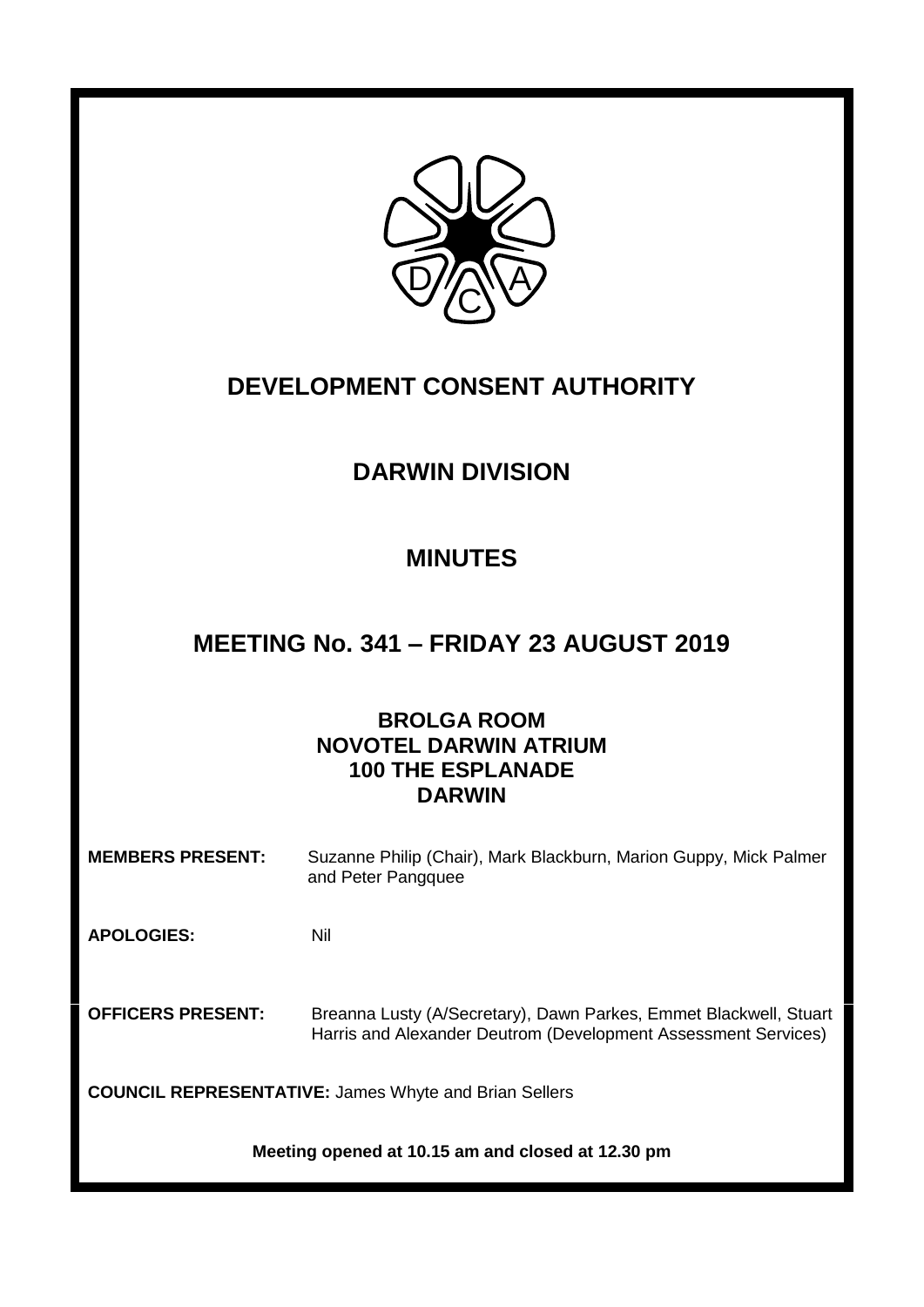# DEVELOPMENT CONSENT AUTHORITY

## DARWIN DIVISION

## MINUTES

## MEETING No. 341 – FRIDAY 23 AUGUST 2019

**BROLGA ROOM**
**NOVOTEL DARWIN ATRIUM**
**100 THE ESPLANADE**
**DARWIN**

**MEMBERS PRESENT:** Suzanne Philip (Chair), Mark Blackburn, Marion Guppy, Mick Palmer and Peter Pangquee

**APOLOGIES:** Nil

**OFFICERS PRESENT:** Breanna Lusty (A/Secretary), Dawn Parkes, Emmet Blackwell, Stuart Harris and Alexander Deutrom (Development Assessment Services)

**COUNCIL REPRESENTATIVE:** James Whyte and Brian Sellers

**Meeting opened at 10.15 am and closed at 12.30 pm**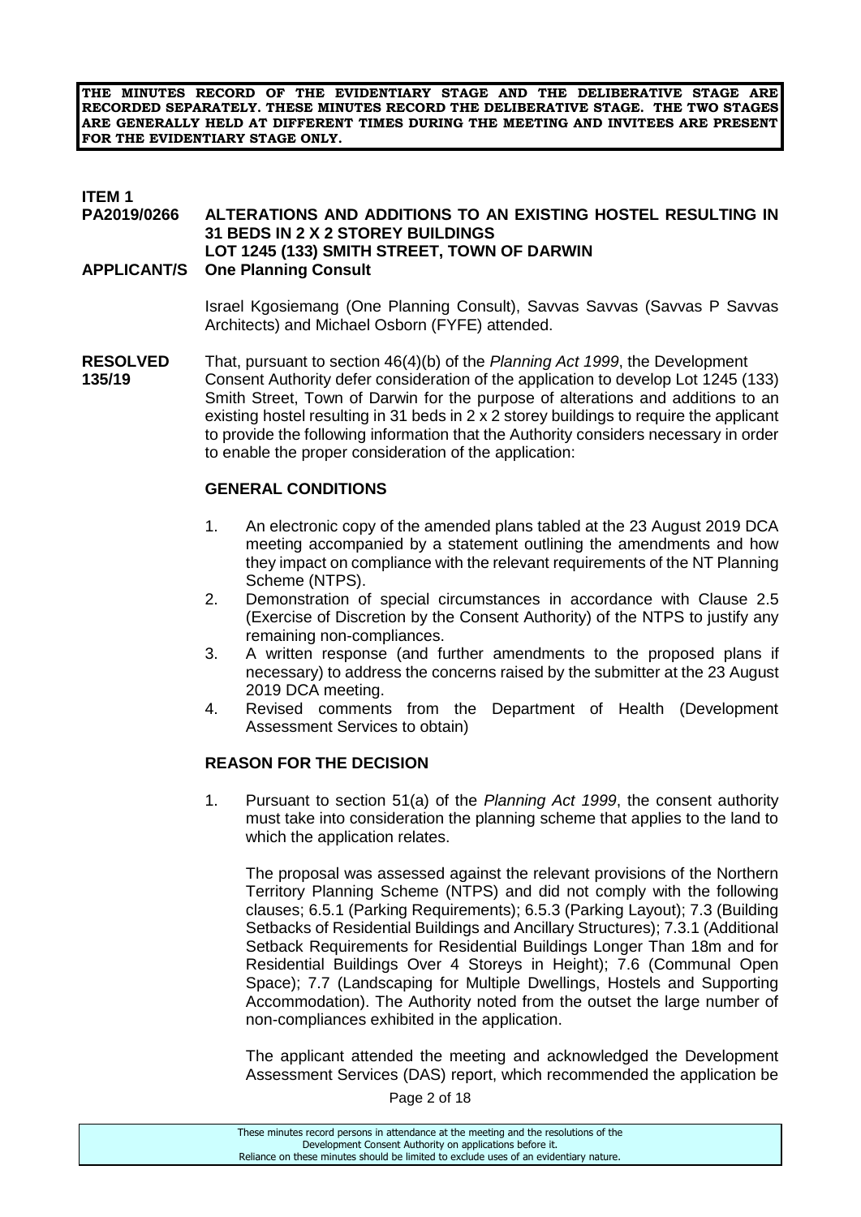**THE MINUTES RECORD OF THE EVIDENTIARY STAGE AND THE DELIBERATIVE STAGE ARE RECORDED SEPARATELY. THESE MINUTES RECORD THE DELIBERATIVE STAGE. THE TWO STAGES ARE GENERALLY HELD AT DIFFERENT TIMES DURING THE MEETING AND INVITEES ARE PRESENT FOR THE EVIDENTIARY STAGE ONLY.**

**ITEM 1**

**PA2019/0266 ALTERATIONS AND ADDITIONS TO AN EXISTING HOSTEL RESULTING IN 31 BEDS IN 2 X 2 STOREY BUILDINGS**
**LOT 1245 (133) SMITH STREET, TOWN OF DARWIN**

**APPLICANT/S One Planning Consult**

Israel Kgosiemang (One Planning Consult), Savvas Savvas (Savvas P Savvas Architects) and Michael Osborn (FYFE) attended.

**RESOLVED 135/19**

That, pursuant to section 46(4)(b) of the *Planning Act 1999*, the Development Consent Authority defer consideration of the application to develop Lot 1245 (133) Smith Street, Town of Darwin for the purpose of alterations and additions to an existing hostel resulting in 31 beds in 2 x 2 storey buildings to require the applicant to provide the following information that the Authority considers necessary in order to enable the proper consideration of the application:

**GENERAL CONDITIONS**

1. An electronic copy of the amended plans tabled at the 23 August 2019 DCA meeting accompanied by a statement outlining the amendments and how they impact on compliance with the relevant requirements of the NT Planning Scheme (NTPS).
2. Demonstration of special circumstances in accordance with Clause 2.5 (Exercise of Discretion by the Consent Authority) of the NTPS to justify any remaining non-compliances.
3. A written response (and further amendments to the proposed plans if necessary) to address the concerns raised by the submitter at the 23 August 2019 DCA meeting.
4. Revised comments from the Department of Health (Development Assessment Services to obtain)

**REASON FOR THE DECISION**

1. Pursuant to section 51(a) of the *Planning Act 1999*, the consent authority must take into consideration the planning scheme that applies to the land to which the application relates.

   The proposal was assessed against the relevant provisions of the Northern Territory Planning Scheme (NTPS) and did not comply with the following clauses; 6.5.1 (Parking Requirements); 6.5.3 (Parking Layout); 7.3 (Building Setbacks of Residential Buildings and Ancillary Structures); 7.3.1 (Additional Setback Requirements for Residential Buildings Longer Than 18m and for Residential Buildings Over 4 Storeys in Height); 7.6 (Communal Open Space); 7.7 (Landscaping for Multiple Dwellings, Hostels and Supporting Accommodation). The Authority noted from the outset the large number of non-compliances exhibited in the application.

   The applicant attended the meeting and acknowledged the Development Assessment Services (DAS) report, which recommended the application be

These minutes record persons in attendance at the meeting and the resolutions of the Development Consent Authority on applications before it. Reliance on these minutes should be limited to exclude uses of an evidentiary nature.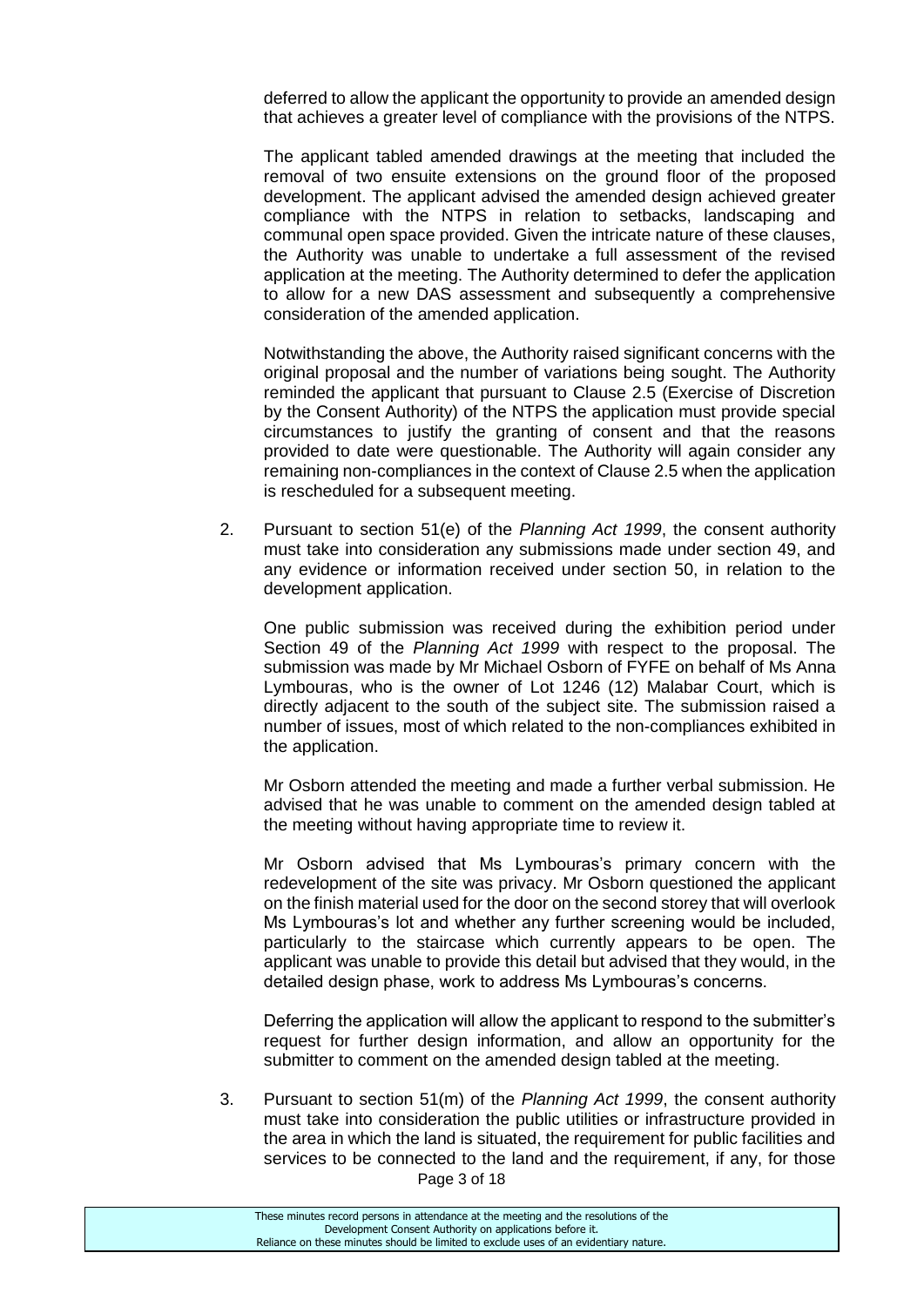deferred to allow the applicant the opportunity to provide an amended design that achieves a greater level of compliance with the provisions of the NTPS.

The applicant tabled amended drawings at the meeting that included the removal of two ensuite extensions on the ground floor of the proposed development. The applicant advised the amended design achieved greater compliance with the NTPS in relation to setbacks, landscaping and communal open space provided. Given the intricate nature of these clauses, the Authority was unable to undertake a full assessment of the revised application at the meeting. The Authority determined to defer the application to allow for a new DAS assessment and subsequently a comprehensive consideration of the amended application.

Notwithstanding the above, the Authority raised significant concerns with the original proposal and the number of variations being sought. The Authority reminded the applicant that pursuant to Clause 2.5 (Exercise of Discretion by the Consent Authority) of the NTPS the application must provide special circumstances to justify the granting of consent and that the reasons provided to date were questionable. The Authority will again consider any remaining non-compliances in the context of Clause 2.5 when the application is rescheduled for a subsequent meeting.

2. Pursuant to section 51(e) of the *Planning Act 1999*, the consent authority must take into consideration any submissions made under section 49, and any evidence or information received under section 50, in relation to the development application.

   One public submission was received during the exhibition period under Section 49 of the *Planning Act 1999* with respect to the proposal. The submission was made by Mr Michael Osborn of FYFE on behalf of Ms Anna Lymbouras, who is the owner of Lot 1246 (12) Malabar Court, which is directly adjacent to the south of the subject site. The submission raised a number of issues, most of which related to the non-compliances exhibited in the application.

   Mr Osborn attended the meeting and made a further verbal submission. He advised that he was unable to comment on the amended design tabled at the meeting without having appropriate time to review it.

   Mr Osborn advised that Ms Lymbouras's primary concern with the redevelopment of the site was privacy. Mr Osborn questioned the applicant on the finish material used for the door on the second storey that will overlook Ms Lymbouras's lot and whether any further screening would be included, particularly to the staircase which currently appears to be open. The applicant was unable to provide this detail but advised that they would, in the detailed design phase, work to address Ms Lymbouras's concerns.

   Deferring the application will allow the applicant to respond to the submitter's request for further design information, and allow an opportunity for the submitter to comment on the amended design tabled at the meeting.

3. Pursuant to section 51(m) of the *Planning Act 1999*, the consent authority must take into consideration the public utilities or infrastructure provided in the area in which the land is situated, the requirement for public facilities and services to be connected to the land and the requirement, if any, for those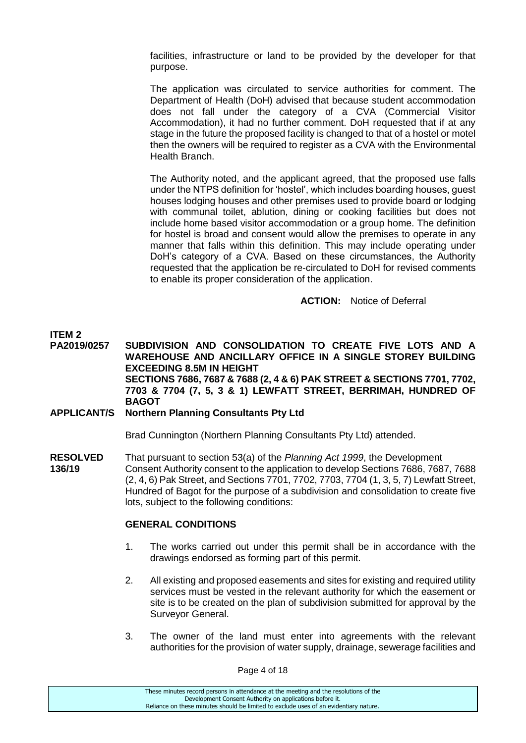facilities, infrastructure or land to be provided by the developer for that purpose.

The application was circulated to service authorities for comment. The Department of Health (DoH) advised that because student accommodation does not fall under the category of a CVA (Commercial Visitor Accommodation), it had no further comment. DoH requested that if at any stage in the future the proposed facility is changed to that of a hostel or motel then the owners will be required to register as a CVA with the Environmental Health Branch.

The Authority noted, and the applicant agreed, that the proposed use falls under the NTPS definition for 'hostel', which includes boarding houses, guest houses lodging houses and other premises used to provide board or lodging with communal toilet, ablution, dining or cooking facilities but does not include home based visitor accommodation or a group home. The definition for hostel is broad and consent would allow the premises to operate in any manner that falls within this definition. This may include operating under DoH's category of a CVA. Based on these circumstances, the Authority requested that the application be re-circulated to DoH for revised comments to enable its proper consideration of the application.

**ACTION:** Notice of Deferral

**ITEM 2**

**PA2019/0257 SUBDIVISION AND CONSOLIDATION TO CREATE FIVE LOTS AND A WAREHOUSE AND ANCILLARY OFFICE IN A SINGLE STOREY BUILDING EXCEEDING 8.5M IN HEIGHT**
**SECTIONS 7686, 7687 & 7688 (2, 4 & 6) PAK STREET & SECTIONS 7701, 7702, 7703 & 7704 (7, 5, 3 & 1) LEWFATT STREET, BERRIMAH, HUNDRED OF BAGOT**

**APPLICANT/S Northern Planning Consultants Pty Ltd**

Brad Cunnington (Northern Planning Consultants Pty Ltd) attended.

**RESOLVED 136/19** That pursuant to section 53(a) of the *Planning Act 1999*, the Development Consent Authority consent to the application to develop Sections 7686, 7687, 7688 (2, 4, 6) Pak Street, and Sections 7701, 7702, 7703, 7704 (1, 3, 5, 7) Lewfatt Street, Hundred of Bagot for the purpose of a subdivision and consolidation to create five lots, subject to the following conditions:

**GENERAL CONDITIONS**

1. The works carried out under this permit shall be in accordance with the drawings endorsed as forming part of this permit.

2. All existing and proposed easements and sites for existing and required utility services must be vested in the relevant authority for which the easement or site is to be created on the plan of subdivision submitted for approval by the Surveyor General.

3. The owner of the land must enter into agreements with the relevant authorities for the provision of water supply, drainage, sewerage facilities and

These minutes record persons in attendance at the meeting and the resolutions of the Development Consent Authority on applications before it. Reliance on these minutes should be limited to exclude uses of an evidentiary nature.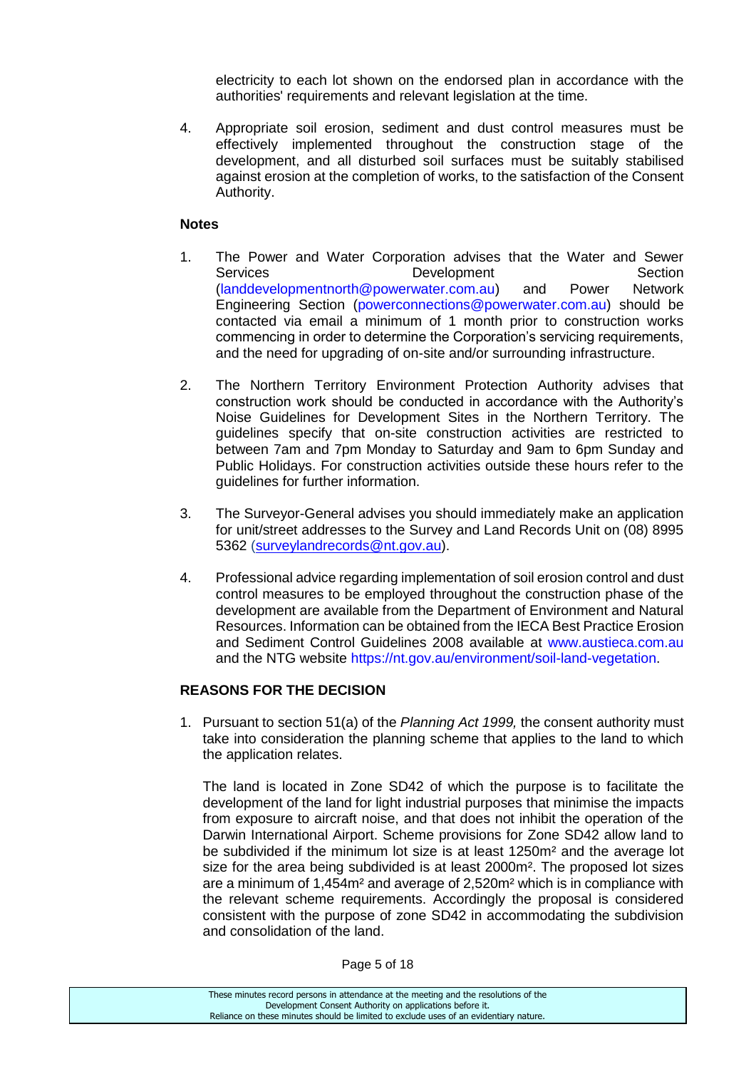electricity to each lot shown on the endorsed plan in accordance with the authorities' requirements and relevant legislation at the time.

4. Appropriate soil erosion, sediment and dust control measures must be effectively implemented throughout the construction stage of the development, and all disturbed soil surfaces must be suitably stabilised against erosion at the completion of works, to the satisfaction of the Consent Authority.

**Notes**

1. The Power and Water Corporation advises that the Water and Sewer Services Development Section (landdevelopmentnorth@powerwater.com.au) and Power Network Engineering Section (powerconnections@powerwater.com.au) should be contacted via email a minimum of 1 month prior to construction works commencing in order to determine the Corporation's servicing requirements, and the need for upgrading of on-site and/or surrounding infrastructure.

2. The Northern Territory Environment Protection Authority advises that construction work should be conducted in accordance with the Authority's Noise Guidelines for Development Sites in the Northern Territory. The guidelines specify that on-site construction activities are restricted to between 7am and 7pm Monday to Saturday and 9am to 6pm Sunday and Public Holidays. For construction activities outside these hours refer to the guidelines for further information.

3. The Surveyor-General advises you should immediately make an application for unit/street addresses to the Survey and Land Records Unit on (08) 8995 5362 (surveylandrecords@nt.gov.au).

4. Professional advice regarding implementation of soil erosion control and dust control measures to be employed throughout the construction phase of the development are available from the Department of Environment and Natural Resources. Information can be obtained from the IECA Best Practice Erosion and Sediment Control Guidelines 2008 available at www.austieca.com.au and the NTG website https://nt.gov.au/environment/soil-land-vegetation.

## REASONS FOR THE DECISION

1. Pursuant to section 51(a) of the *Planning Act 1999,* the consent authority must take into consideration the planning scheme that applies to the land to which the application relates.

   The land is located in Zone SD42 of which the purpose is to facilitate the development of the land for light industrial purposes that minimise the impacts from exposure to aircraft noise, and that does not inhibit the operation of the Darwin International Airport. Scheme provisions for Zone SD42 allow land to be subdivided if the minimum lot size is at least 1250m² and the average lot size for the area being subdivided is at least 2000m². The proposed lot sizes are a minimum of 1,454m² and average of 2,520m² which is in compliance with the relevant scheme requirements. Accordingly the proposal is considered consistent with the purpose of zone SD42 in accommodating the subdivision and consolidation of the land.

These minutes record persons in attendance at the meeting and the resolutions of the Development Consent Authority on applications before it. Reliance on these minutes should be limited to exclude uses of an evidentiary nature.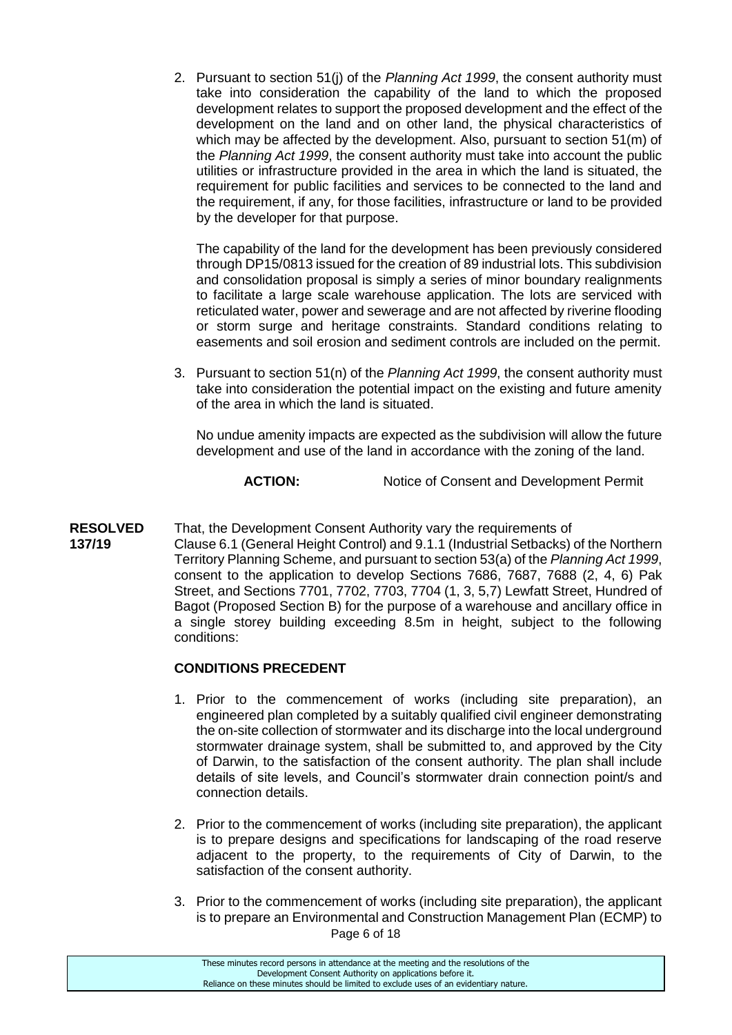2. Pursuant to section 51(j) of the *Planning Act 1999*, the consent authority must take into consideration the capability of the land to which the proposed development relates to support the proposed development and the effect of the development on the land and on other land, the physical characteristics of which may be affected by the development. Also, pursuant to section 51(m) of the *Planning Act 1999*, the consent authority must take into account the public utilities or infrastructure provided in the area in which the land is situated, the requirement for public facilities and services to be connected to the land and the requirement, if any, for those facilities, infrastructure or land to be provided by the developer for that purpose.

   The capability of the land for the development has been previously considered through DP15/0813 issued for the creation of 89 industrial lots. This subdivision and consolidation proposal is simply a series of minor boundary realignments to facilitate a large scale warehouse application. The lots are serviced with reticulated water, power and sewerage and are not affected by riverine flooding or storm surge and heritage constraints. Standard conditions relating to easements and soil erosion and sediment controls are included on the permit.

3. Pursuant to section 51(n) of the *Planning Act 1999*, the consent authority must take into consideration the potential impact on the existing and future amenity of the area in which the land is situated.

   No undue amenity impacts are expected as the subdivision will allow the future development and use of the land in accordance with the zoning of the land.

**ACTION:** Notice of Consent and Development Permit

**RESOLVED 137/19**

That, the Development Consent Authority vary the requirements of Clause 6.1 (General Height Control) and 9.1.1 (Industrial Setbacks) of the Northern Territory Planning Scheme, and pursuant to section 53(a) of the *Planning Act 1999*, consent to the application to develop Sections 7686, 7687, 7688 (2, 4, 6) Pak Street, and Sections 7701, 7702, 7703, 7704 (1, 3, 5,7) Lewfatt Street, Hundred of Bagot (Proposed Section B) for the purpose of a warehouse and ancillary office in a single storey building exceeding 8.5m in height, subject to the following conditions:

**CONDITIONS PRECEDENT**

1. Prior to the commencement of works (including site preparation), an engineered plan completed by a suitably qualified civil engineer demonstrating the on-site collection of stormwater and its discharge into the local underground stormwater drainage system, shall be submitted to, and approved by the City of Darwin, to the satisfaction of the consent authority. The plan shall include details of site levels, and Council's stormwater drain connection point/s and connection details.

2. Prior to the commencement of works (including site preparation), the applicant is to prepare designs and specifications for landscaping of the road reserve adjacent to the property, to the requirements of City of Darwin, to the satisfaction of the consent authority.

3. Prior to the commencement of works (including site preparation), the applicant is to prepare an Environmental and Construction Management Plan (ECMP) to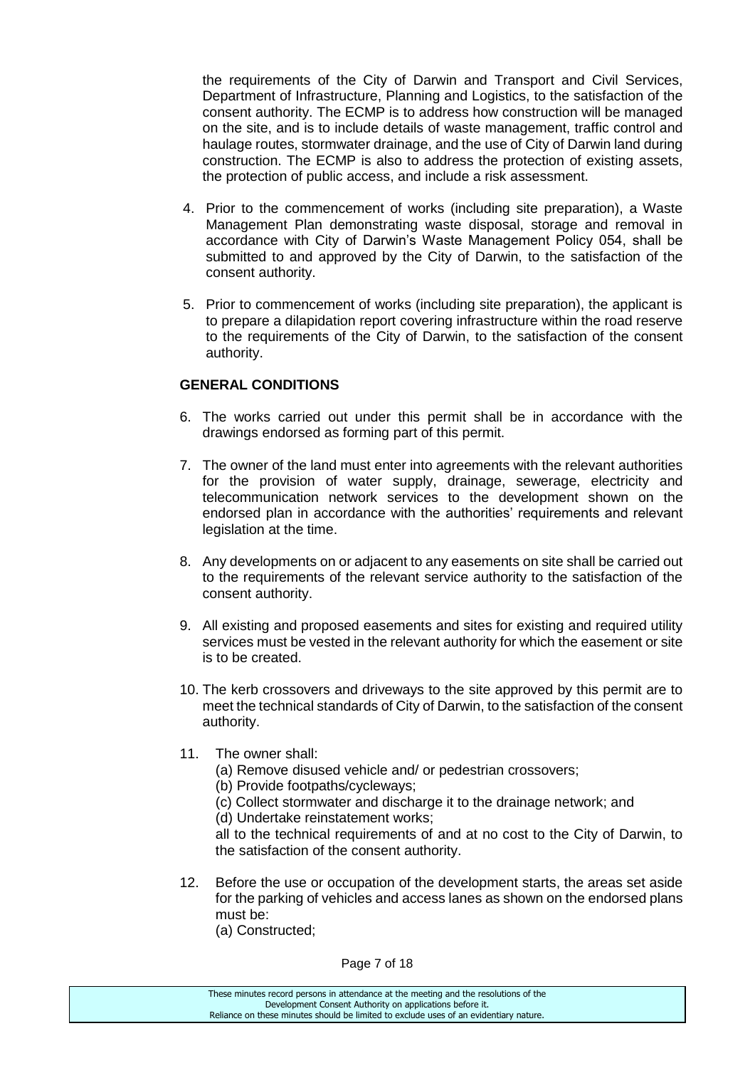the requirements of the City of Darwin and Transport and Civil Services, Department of Infrastructure, Planning and Logistics, to the satisfaction of the consent authority. The ECMP is to address how construction will be managed on the site, and is to include details of waste management, traffic control and haulage routes, stormwater drainage, and the use of City of Darwin land during construction. The ECMP is also to address the protection of existing assets, the protection of public access, and include a risk assessment.

4. Prior to the commencement of works (including site preparation), a Waste Management Plan demonstrating waste disposal, storage and removal in accordance with City of Darwin's Waste Management Policy 054, shall be submitted to and approved by the City of Darwin, to the satisfaction of the consent authority.

5. Prior to commencement of works (including site preparation), the applicant is to prepare a dilapidation report covering infrastructure within the road reserve to the requirements of the City of Darwin, to the satisfaction of the consent authority.

**GENERAL CONDITIONS**

6. The works carried out under this permit shall be in accordance with the drawings endorsed as forming part of this permit.

7. The owner of the land must enter into agreements with the relevant authorities for the provision of water supply, drainage, sewerage, electricity and telecommunication network services to the development shown on the endorsed plan in accordance with the authorities' requirements and relevant legislation at the time.

8. Any developments on or adjacent to any easements on site shall be carried out to the requirements of the relevant service authority to the satisfaction of the consent authority.

9. All existing and proposed easements and sites for existing and required utility services must be vested in the relevant authority for which the easement or site is to be created.

10. The kerb crossovers and driveways to the site approved by this permit are to meet the technical standards of City of Darwin, to the satisfaction of the consent authority.

11. The owner shall:
    (a) Remove disused vehicle and/ or pedestrian crossovers;
    (b) Provide footpaths/cycleways;
    (c) Collect stormwater and discharge it to the drainage network; and
    (d) Undertake reinstatement works;

    all to the technical requirements of and at no cost to the City of Darwin, to the satisfaction of the consent authority.

12. Before the use or occupation of the development starts, the areas set aside for the parking of vehicles and access lanes as shown on the endorsed plans must be:
    (a) Constructed;

These minutes record persons in attendance at the meeting and the resolutions of the Development Consent Authority on applications before it.
Reliance on these minutes should be limited to exclude uses of an evidentiary nature.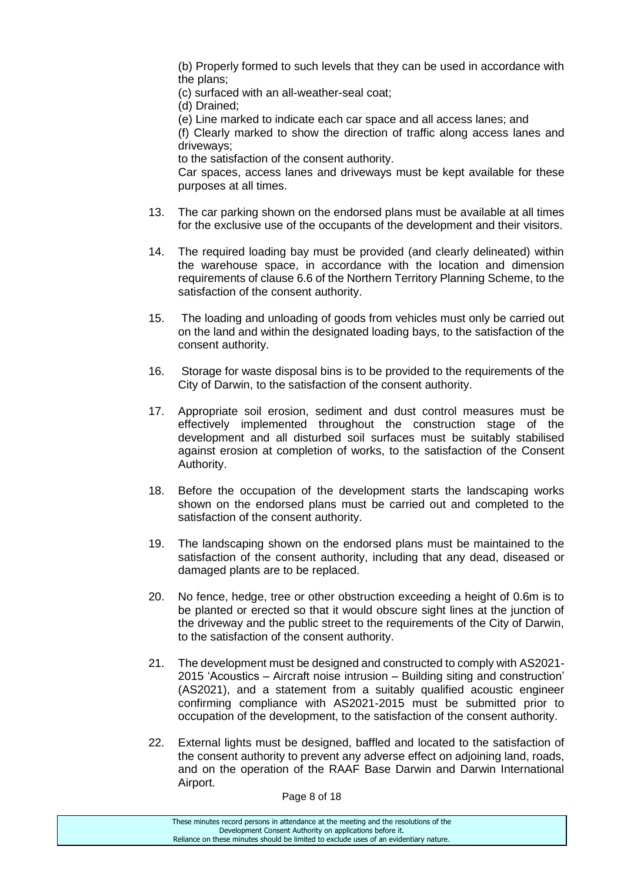(b) Properly formed to such levels that they can be used in accordance with the plans;

(c) surfaced with an all-weather-seal coat;

(d) Drained;

(e) Line marked to indicate each car space and all access lanes; and

(f) Clearly marked to show the direction of traffic along access lanes and driveways;

to the satisfaction of the consent authority.

Car spaces, access lanes and driveways must be kept available for these purposes at all times.

13. The car parking shown on the endorsed plans must be available at all times for the exclusive use of the occupants of the development and their visitors.

14. The required loading bay must be provided (and clearly delineated) within the warehouse space, in accordance with the location and dimension requirements of clause 6.6 of the Northern Territory Planning Scheme, to the satisfaction of the consent authority.

15. The loading and unloading of goods from vehicles must only be carried out on the land and within the designated loading bays, to the satisfaction of the consent authority.

16. Storage for waste disposal bins is to be provided to the requirements of the City of Darwin, to the satisfaction of the consent authority.

17. Appropriate soil erosion, sediment and dust control measures must be effectively implemented throughout the construction stage of the development and all disturbed soil surfaces must be suitably stabilised against erosion at completion of works, to the satisfaction of the Consent Authority.

18. Before the occupation of the development starts the landscaping works shown on the endorsed plans must be carried out and completed to the satisfaction of the consent authority.

19. The landscaping shown on the endorsed plans must be maintained to the satisfaction of the consent authority, including that any dead, diseased or damaged plants are to be replaced.

20. No fence, hedge, tree or other obstruction exceeding a height of 0.6m is to be planted or erected so that it would obscure sight lines at the junction of the driveway and the public street to the requirements of the City of Darwin, to the satisfaction of the consent authority.

21. The development must be designed and constructed to comply with AS2021-2015 'Acoustics – Aircraft noise intrusion – Building siting and construction' (AS2021), and a statement from a suitably qualified acoustic engineer confirming compliance with AS2021-2015 must be submitted prior to occupation of the development, to the satisfaction of the consent authority.

22. External lights must be designed, baffled and located to the satisfaction of the consent authority to prevent any adverse effect on adjoining land, roads, and on the operation of the RAAF Base Darwin and Darwin International Airport.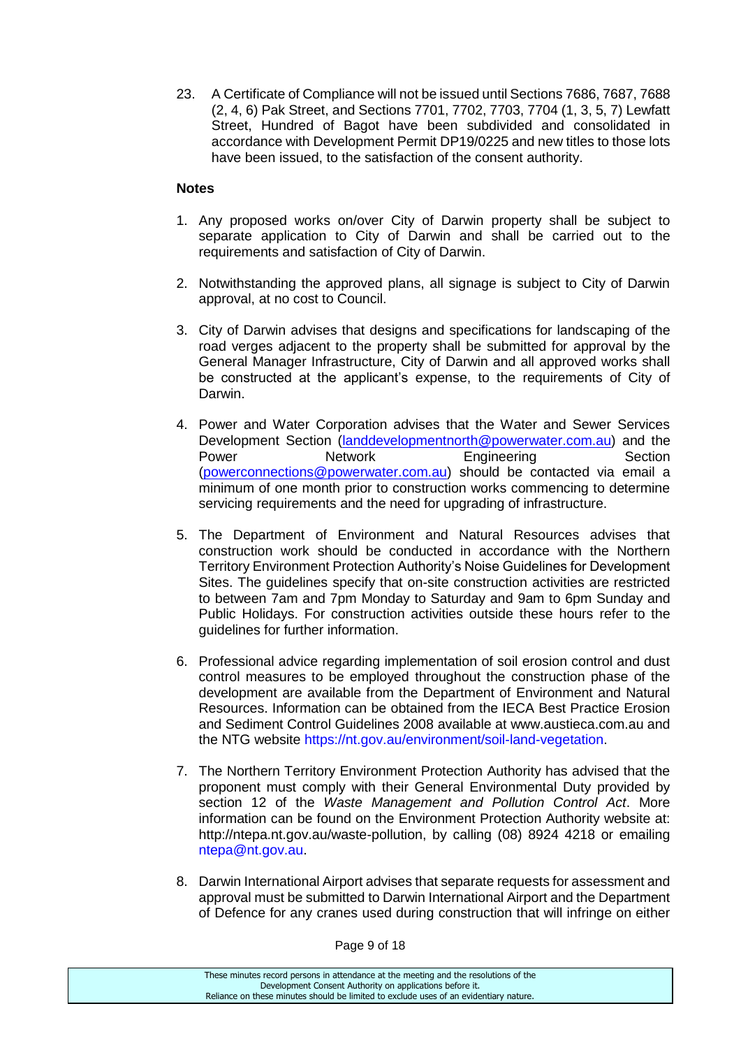23. A Certificate of Compliance will not be issued until Sections 7686, 7687, 7688 (2, 4, 6) Pak Street, and Sections 7701, 7702, 7703, 7704 (1, 3, 5, 7) Lewfatt Street, Hundred of Bagot have been subdivided and consolidated in accordance with Development Permit DP19/0225 and new titles to those lots have been issued, to the satisfaction of the consent authority.

**Notes**

1. Any proposed works on/over City of Darwin property shall be subject to separate application to City of Darwin and shall be carried out to the requirements and satisfaction of City of Darwin.

2. Notwithstanding the approved plans, all signage is subject to City of Darwin approval, at no cost to Council.

3. City of Darwin advises that designs and specifications for landscaping of the road verges adjacent to the property shall be submitted for approval by the General Manager Infrastructure, City of Darwin and all approved works shall be constructed at the applicant's expense, to the requirements of City of Darwin.

4. Power and Water Corporation advises that the Water and Sewer Services Development Section (landdevelopmentnorth@powerwater.com.au) and the Power Network Engineering Section (powerconnections@powerwater.com.au) should be contacted via email a minimum of one month prior to construction works commencing to determine servicing requirements and the need for upgrading of infrastructure.

5. The Department of Environment and Natural Resources advises that construction work should be conducted in accordance with the Northern Territory Environment Protection Authority's Noise Guidelines for Development Sites. The guidelines specify that on-site construction activities are restricted to between 7am and 7pm Monday to Saturday and 9am to 6pm Sunday and Public Holidays. For construction activities outside these hours refer to the guidelines for further information.

6. Professional advice regarding implementation of soil erosion control and dust control measures to be employed throughout the construction phase of the development are available from the Department of Environment and Natural Resources. Information can be obtained from the IECA Best Practice Erosion and Sediment Control Guidelines 2008 available at www.austieca.com.au and the NTG website https://nt.gov.au/environment/soil-land-vegetation.

7. The Northern Territory Environment Protection Authority has advised that the proponent must comply with their General Environmental Duty provided by section 12 of the *Waste Management and Pollution Control Act*. More information can be found on the Environment Protection Authority website at: http://ntepa.nt.gov.au/waste-pollution, by calling (08) 8924 4218 or emailing ntepa@nt.gov.au.

8. Darwin International Airport advises that separate requests for assessment and approval must be submitted to Darwin International Airport and the Department of Defence for any cranes used during construction that will infringe on either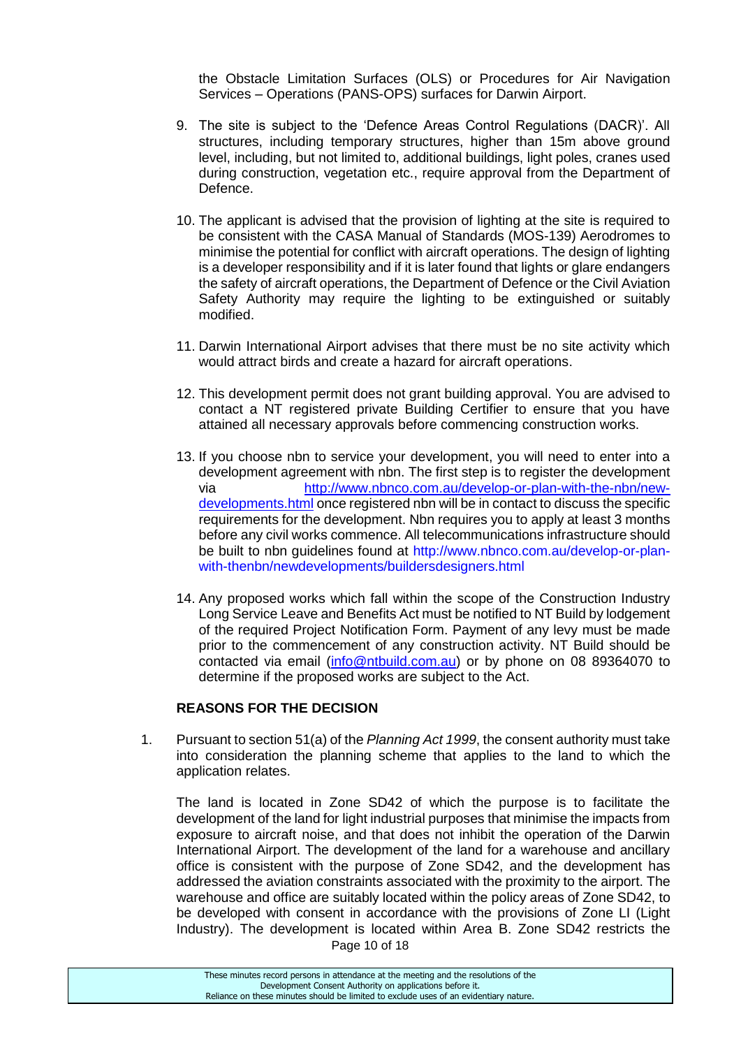the Obstacle Limitation Surfaces (OLS) or Procedures for Air Navigation Services – Operations (PANS-OPS) surfaces for Darwin Airport.

9. The site is subject to the 'Defence Areas Control Regulations (DACR)'. All structures, including temporary structures, higher than 15m above ground level, including, but not limited to, additional buildings, light poles, cranes used during construction, vegetation etc., require approval from the Department of Defence.

10. The applicant is advised that the provision of lighting at the site is required to be consistent with the CASA Manual of Standards (MOS-139) Aerodromes to minimise the potential for conflict with aircraft operations. The design of lighting is a developer responsibility and if it is later found that lights or glare endangers the safety of aircraft operations, the Department of Defence or the Civil Aviation Safety Authority may require the lighting to be extinguished or suitably modified.

11. Darwin International Airport advises that there must be no site activity which would attract birds and create a hazard for aircraft operations.

12. This development permit does not grant building approval. You are advised to contact a NT registered private Building Certifier to ensure that you have attained all necessary approvals before commencing construction works.

13. If you choose nbn to service your development, you will need to enter into a development agreement with nbn. The first step is to register the development via http://www.nbnco.com.au/develop-or-plan-with-the-nbn/new-developments.html once registered nbn will be in contact to discuss the specific requirements for the development. Nbn requires you to apply at least 3 months before any civil works commence. All telecommunications infrastructure should be built to nbn guidelines found at http://www.nbnco.com.au/develop-or-plan-with-thenbn/newdevelopments/buildersdesigners.html

14. Any proposed works which fall within the scope of the Construction Industry Long Service Leave and Benefits Act must be notified to NT Build by lodgement of the required Project Notification Form. Payment of any levy must be made prior to the commencement of any construction activity. NT Build should be contacted via email (info@ntbuild.com.au) or by phone on 08 89364070 to determine if the proposed works are subject to the Act.

**REASONS FOR THE DECISION**

1. Pursuant to section 51(a) of the *Planning Act 1999*, the consent authority must take into consideration the planning scheme that applies to the land to which the application relates.

   The land is located in Zone SD42 of which the purpose is to facilitate the development of the land for light industrial purposes that minimise the impacts from exposure to aircraft noise, and that does not inhibit the operation of the Darwin International Airport. The development of the land for a warehouse and ancillary office is consistent with the purpose of Zone SD42, and the development has addressed the aviation constraints associated with the proximity to the airport. The warehouse and office are suitably located within the policy areas of Zone SD42, to be developed with consent in accordance with the provisions of Zone LI (Light Industry). The development is located within Area B. Zone SD42 restricts the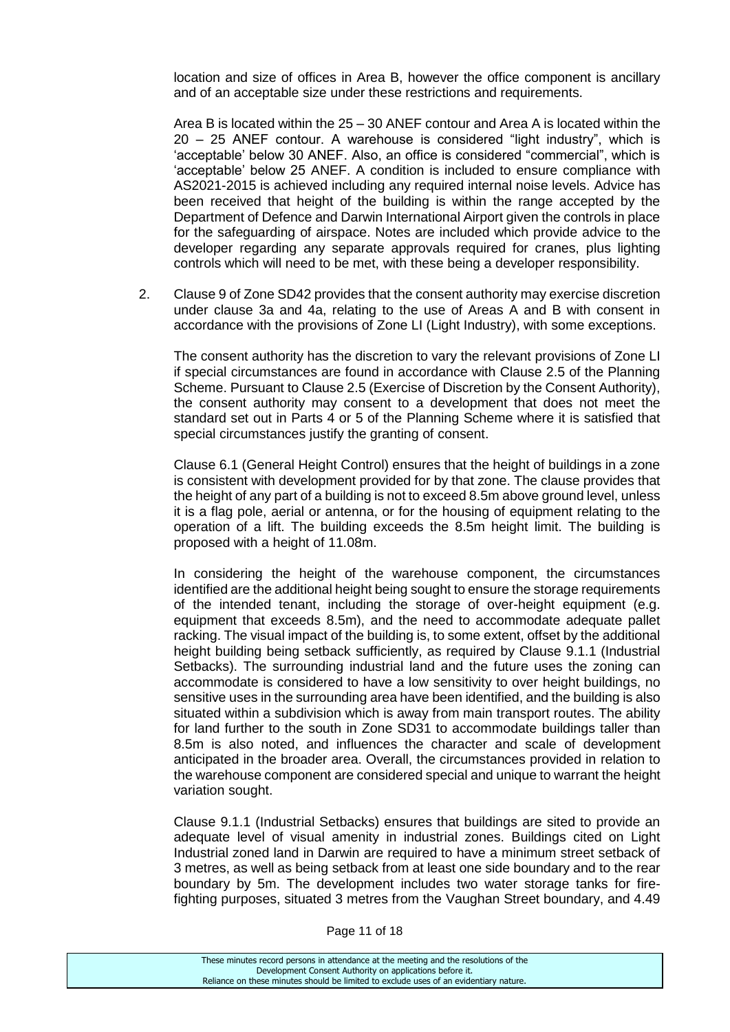location and size of offices in Area B, however the office component is ancillary and of an acceptable size under these restrictions and requirements.

Area B is located within the 25 – 30 ANEF contour and Area A is located within the 20 – 25 ANEF contour. A warehouse is considered "light industry", which is 'acceptable' below 30 ANEF. Also, an office is considered "commercial", which is 'acceptable' below 25 ANEF. A condition is included to ensure compliance with AS2021-2015 is achieved including any required internal noise levels. Advice has been received that height of the building is within the range accepted by the Department of Defence and Darwin International Airport given the controls in place for the safeguarding of airspace. Notes are included which provide advice to the developer regarding any separate approvals required for cranes, plus lighting controls which will need to be met, with these being a developer responsibility.

2. Clause 9 of Zone SD42 provides that the consent authority may exercise discretion under clause 3a and 4a, relating to the use of Areas A and B with consent in accordance with the provisions of Zone LI (Light Industry), with some exceptions.

   The consent authority has the discretion to vary the relevant provisions of Zone LI if special circumstances are found in accordance with Clause 2.5 of the Planning Scheme. Pursuant to Clause 2.5 (Exercise of Discretion by the Consent Authority), the consent authority may consent to a development that does not meet the standard set out in Parts 4 or 5 of the Planning Scheme where it is satisfied that special circumstances justify the granting of consent.

   Clause 6.1 (General Height Control) ensures that the height of buildings in a zone is consistent with development provided for by that zone. The clause provides that the height of any part of a building is not to exceed 8.5m above ground level, unless it is a flag pole, aerial or antenna, or for the housing of equipment relating to the operation of a lift. The building exceeds the 8.5m height limit. The building is proposed with a height of 11.08m.

   In considering the height of the warehouse component, the circumstances identified are the additional height being sought to ensure the storage requirements of the intended tenant, including the storage of over-height equipment (e.g. equipment that exceeds 8.5m), and the need to accommodate adequate pallet racking. The visual impact of the building is, to some extent, offset by the additional height building being setback sufficiently, as required by Clause 9.1.1 (Industrial Setbacks). The surrounding industrial land and the future uses the zoning can accommodate is considered to have a low sensitivity to over height buildings, no sensitive uses in the surrounding area have been identified, and the building is also situated within a subdivision which is away from main transport routes. The ability for land further to the south in Zone SD31 to accommodate buildings taller than 8.5m is also noted, and influences the character and scale of development anticipated in the broader area. Overall, the circumstances provided in relation to the warehouse component are considered special and unique to warrant the height variation sought.

   Clause 9.1.1 (Industrial Setbacks) ensures that buildings are sited to provide an adequate level of visual amenity in industrial zones. Buildings cited on Light Industrial zoned land in Darwin are required to have a minimum street setback of 3 metres, as well as being setback from at least one side boundary and to the rear boundary by 5m. The development includes two water storage tanks for fire-fighting purposes, situated 3 metres from the Vaughan Street boundary, and 4.49

These minutes record persons in attendance at the meeting and the resolutions of the Development Consent Authority on applications before it.
Reliance on these minutes should be limited to exclude uses of an evidentiary nature.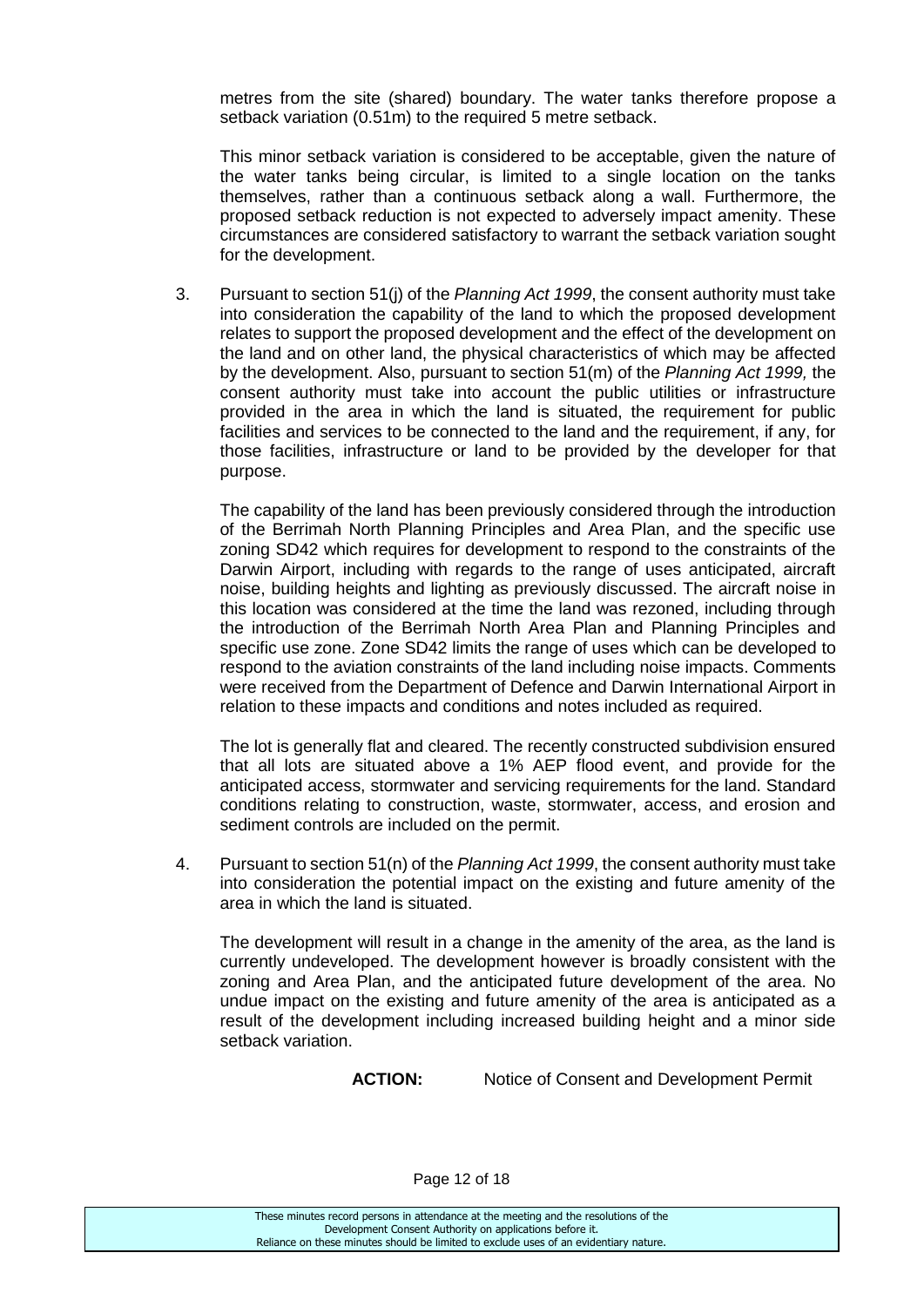metres from the site (shared) boundary. The water tanks therefore propose a setback variation (0.51m) to the required 5 metre setback.

This minor setback variation is considered to be acceptable, given the nature of the water tanks being circular, is limited to a single location on the tanks themselves, rather than a continuous setback along a wall. Furthermore, the proposed setback reduction is not expected to adversely impact amenity. These circumstances are considered satisfactory to warrant the setback variation sought for the development.

3. Pursuant to section 51(j) of the *Planning Act 1999*, the consent authority must take into consideration the capability of the land to which the proposed development relates to support the proposed development and the effect of the development on the land and on other land, the physical characteristics of which may be affected by the development. Also, pursuant to section 51(m) of the *Planning Act 1999,* the consent authority must take into account the public utilities or infrastructure provided in the area in which the land is situated, the requirement for public facilities and services to be connected to the land and the requirement, if any, for those facilities, infrastructure or land to be provided by the developer for that purpose.

   The capability of the land has been previously considered through the introduction of the Berrimah North Planning Principles and Area Plan, and the specific use zoning SD42 which requires for development to respond to the constraints of the Darwin Airport, including with regards to the range of uses anticipated, aircraft noise, building heights and lighting as previously discussed. The aircraft noise in this location was considered at the time the land was rezoned, including through the introduction of the Berrimah North Area Plan and Planning Principles and specific use zone. Zone SD42 limits the range of uses which can be developed to respond to the aviation constraints of the land including noise impacts. Comments were received from the Department of Defence and Darwin International Airport in relation to these impacts and conditions and notes included as required.

   The lot is generally flat and cleared. The recently constructed subdivision ensured that all lots are situated above a 1% AEP flood event, and provide for the anticipated access, stormwater and servicing requirements for the land. Standard conditions relating to construction, waste, stormwater, access, and erosion and sediment controls are included on the permit.

4. Pursuant to section 51(n) of the *Planning Act 1999*, the consent authority must take into consideration the potential impact on the existing and future amenity of the area in which the land is situated.

   The development will result in a change in the amenity of the area, as the land is currently undeveloped. The development however is broadly consistent with the zoning and Area Plan, and the anticipated future development of the area. No undue impact on the existing and future amenity of the area is anticipated as a result of the development including increased building height and a minor side setback variation.

**ACTION:** Notice of Consent and Development Permit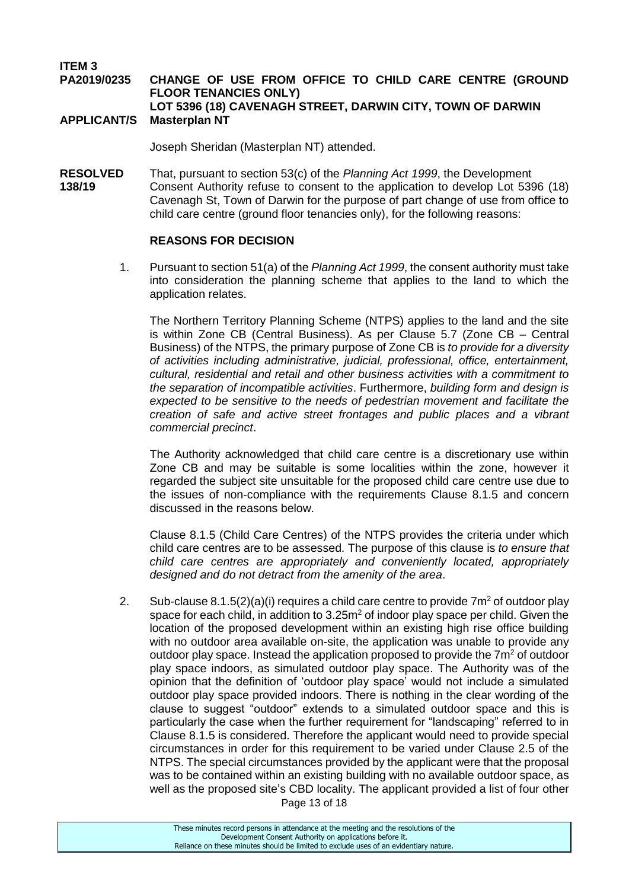**ITEM 3**

**PA2019/0235 CHANGE OF USE FROM OFFICE TO CHILD CARE CENTRE (GROUND FLOOR TENANCIES ONLY)**

**LOT 5396 (18) CAVENAGH STREET, DARWIN CITY, TOWN OF DARWIN**

**APPLICANT/S Masterplan NT**

Joseph Sheridan (Masterplan NT) attended.

**RESOLVED 138/19** That, pursuant to section 53(c) of the *Planning Act 1999*, the Development Consent Authority refuse to consent to the application to develop Lot 5396 (18) Cavenagh St, Town of Darwin for the purpose of part change of use from office to child care centre (ground floor tenancies only), for the following reasons:

**REASONS FOR DECISION**

1. Pursuant to section 51(a) of the *Planning Act 1999*, the consent authority must take into consideration the planning scheme that applies to the land to which the application relates.

   The Northern Territory Planning Scheme (NTPS) applies to the land and the site is within Zone CB (Central Business). As per Clause 5.7 (Zone CB – Central Business) of the NTPS, the primary purpose of Zone CB is *to provide for a diversity of activities including administrative, judicial, professional, office, entertainment, cultural, residential and retail and other business activities with a commitment to the separation of incompatible activities*. Furthermore, *building form and design is expected to be sensitive to the needs of pedestrian movement and facilitate the creation of safe and active street frontages and public places and a vibrant commercial precinct*.

   The Authority acknowledged that child care centre is a discretionary use within Zone CB and may be suitable is some localities within the zone, however it regarded the subject site unsuitable for the proposed child care centre use due to the issues of non-compliance with the requirements Clause 8.1.5 and concern discussed in the reasons below.

   Clause 8.1.5 (Child Care Centres) of the NTPS provides the criteria under which child care centres are to be assessed. The purpose of this clause is *to ensure that child care centres are appropriately and conveniently located, appropriately designed and do not detract from the amenity of the area*.

2. Sub-clause 8.1.5(2)(a)(i) requires a child care centre to provide $7m^2$ of outdoor play space for each child, in addition to $3.25m^2$ of indoor play space per child. Given the location of the proposed development within an existing high rise office building with no outdoor area available on-site, the application was unable to provide any outdoor play space. Instead the application proposed to provide the $7m^2$ of outdoor play space indoors, as simulated outdoor play space. The Authority was of the opinion that the definition of 'outdoor play space' would not include a simulated outdoor play space provided indoors. There is nothing in the clear wording of the clause to suggest "outdoor" extends to a simulated outdoor space and this is particularly the case when the further requirement for "landscaping" referred to in Clause 8.1.5 is considered. Therefore the applicant would need to provide special circumstances in order for this requirement to be varied under Clause 2.5 of the NTPS. The special circumstances provided by the applicant were that the proposal was to be contained within an existing building with no available outdoor space, as well as the proposed site's CBD locality. The applicant provided a list of four other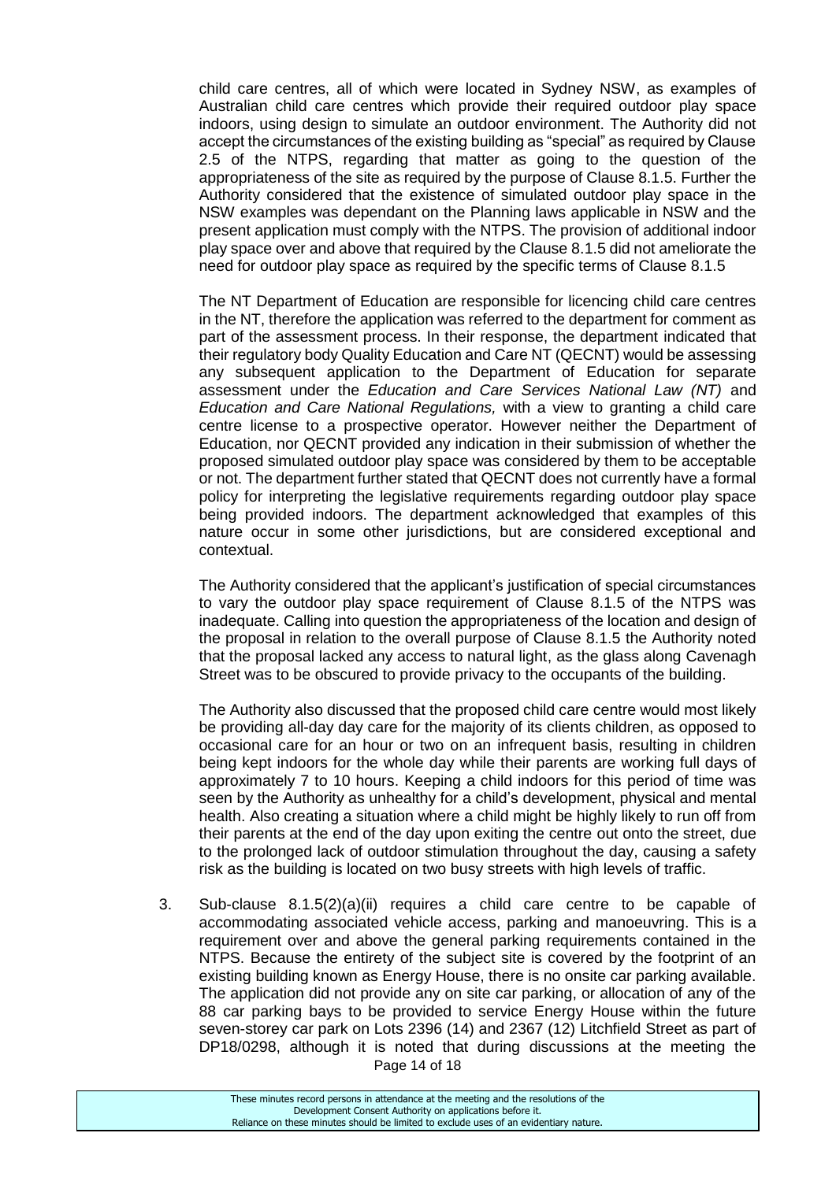child care centres, all of which were located in Sydney NSW, as examples of Australian child care centres which provide their required outdoor play space indoors, using design to simulate an outdoor environment. The Authority did not accept the circumstances of the existing building as "special" as required by Clause 2.5 of the NTPS, regarding that matter as going to the question of the appropriateness of the site as required by the purpose of Clause 8.1.5. Further the Authority considered that the existence of simulated outdoor play space in the NSW examples was dependant on the Planning laws applicable in NSW and the present application must comply with the NTPS. The provision of additional indoor play space over and above that required by the Clause 8.1.5 did not ameliorate the need for outdoor play space as required by the specific terms of Clause 8.1.5

The NT Department of Education are responsible for licencing child care centres in the NT, therefore the application was referred to the department for comment as part of the assessment process. In their response, the department indicated that their regulatory body Quality Education and Care NT (QECNT) would be assessing any subsequent application to the Department of Education for separate assessment under the *Education and Care Services National Law (NT)* and *Education and Care National Regulations,* with a view to granting a child care centre license to a prospective operator. However neither the Department of Education, nor QECNT provided any indication in their submission of whether the proposed simulated outdoor play space was considered by them to be acceptable or not. The department further stated that QECNT does not currently have a formal policy for interpreting the legislative requirements regarding outdoor play space being provided indoors. The department acknowledged that examples of this nature occur in some other jurisdictions, but are considered exceptional and contextual.

The Authority considered that the applicant's justification of special circumstances to vary the outdoor play space requirement of Clause 8.1.5 of the NTPS was inadequate. Calling into question the appropriateness of the location and design of the proposal in relation to the overall purpose of Clause 8.1.5 the Authority noted that the proposal lacked any access to natural light, as the glass along Cavenagh Street was to be obscured to provide privacy to the occupants of the building.

The Authority also discussed that the proposed child care centre would most likely be providing all-day day care for the majority of its clients children, as opposed to occasional care for an hour or two on an infrequent basis, resulting in children being kept indoors for the whole day while their parents are working full days of approximately 7 to 10 hours. Keeping a child indoors for this period of time was seen by the Authority as unhealthy for a child's development, physical and mental health. Also creating a situation where a child might be highly likely to run off from their parents at the end of the day upon exiting the centre out onto the street, due to the prolonged lack of outdoor stimulation throughout the day, causing a safety risk as the building is located on two busy streets with high levels of traffic.

3. Sub-clause 8.1.5(2)(a)(ii) requires a child care centre to be capable of accommodating associated vehicle access, parking and manoeuvring. This is a requirement over and above the general parking requirements contained in the NTPS. Because the entirety of the subject site is covered by the footprint of an existing building known as Energy House, there is no onsite car parking available. The application did not provide any on site car parking, or allocation of any of the 88 car parking bays to be provided to service Energy House within the future seven-storey car park on Lots 2396 (14) and 2367 (12) Litchfield Street as part of DP18/0298, although it is noted that during discussions at the meeting the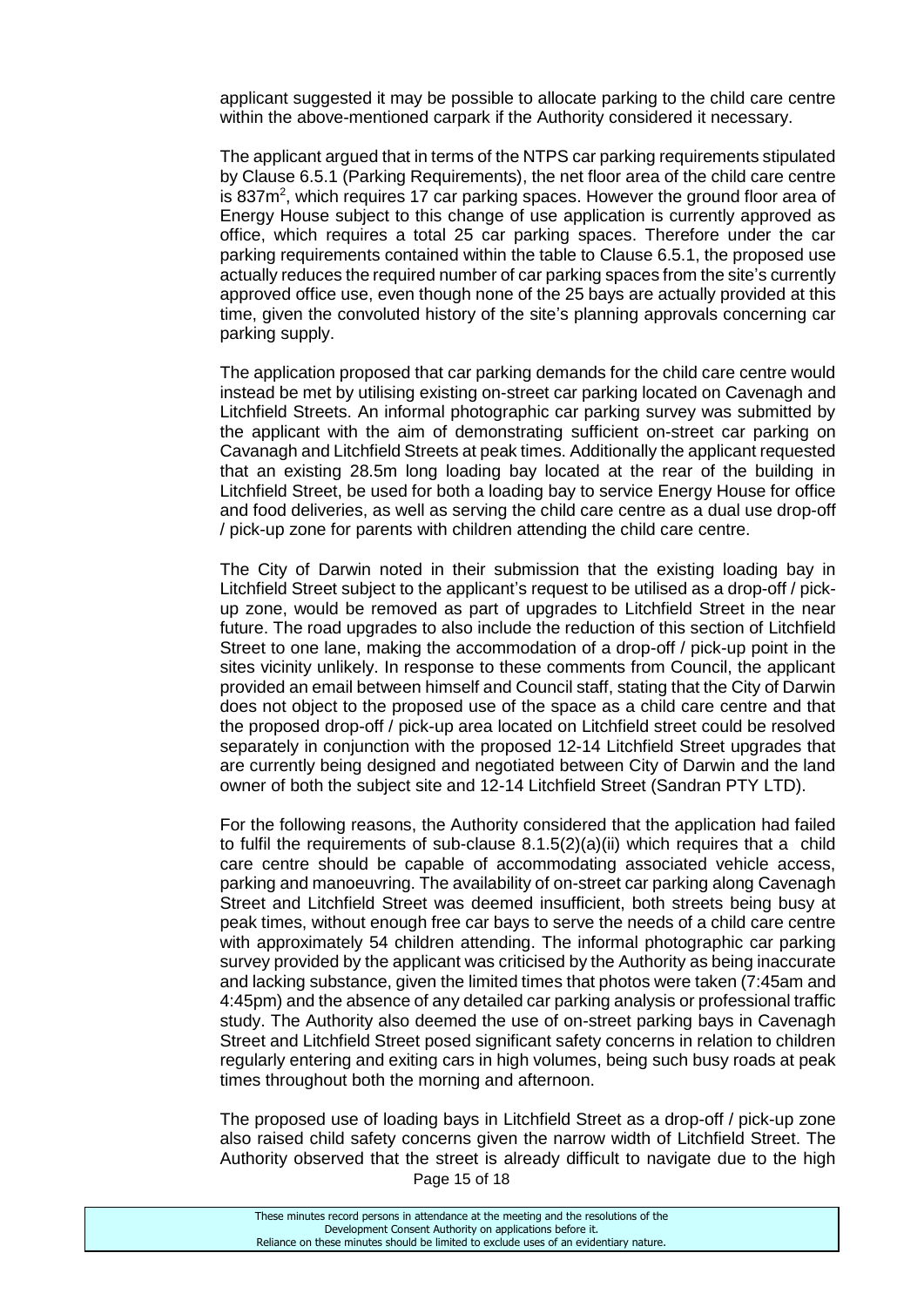applicant suggested it may be possible to allocate parking to the child care centre within the above-mentioned carpark if the Authority considered it necessary.

The applicant argued that in terms of the NTPS car parking requirements stipulated by Clause 6.5.1 (Parking Requirements), the net floor area of the child care centre is 837m$^2$, which requires 17 car parking spaces. However the ground floor area of Energy House subject to this change of use application is currently approved as office, which requires a total 25 car parking spaces. Therefore under the car parking requirements contained within the table to Clause 6.5.1, the proposed use actually reduces the required number of car parking spaces from the site's currently approved office use, even though none of the 25 bays are actually provided at this time, given the convoluted history of the site's planning approvals concerning car parking supply.

The application proposed that car parking demands for the child care centre would instead be met by utilising existing on-street car parking located on Cavenagh and Litchfield Streets. An informal photographic car parking survey was submitted by the applicant with the aim of demonstrating sufficient on-street car parking on Cavanagh and Litchfield Streets at peak times. Additionally the applicant requested that an existing 28.5m long loading bay located at the rear of the building in Litchfield Street, be used for both a loading bay to service Energy House for office and food deliveries, as well as serving the child care centre as a dual use drop-off / pick-up zone for parents with children attending the child care centre.

The City of Darwin noted in their submission that the existing loading bay in Litchfield Street subject to the applicant's request to be utilised as a drop-off / pick-up zone, would be removed as part of upgrades to Litchfield Street in the near future. The road upgrades to also include the reduction of this section of Litchfield Street to one lane, making the accommodation of a drop-off / pick-up point in the sites vicinity unlikely. In response to these comments from Council, the applicant provided an email between himself and Council staff, stating that the City of Darwin does not object to the proposed use of the space as a child care centre and that the proposed drop-off / pick-up area located on Litchfield street could be resolved separately in conjunction with the proposed 12-14 Litchfield Street upgrades that are currently being designed and negotiated between City of Darwin and the land owner of both the subject site and 12-14 Litchfield Street (Sandran PTY LTD).

For the following reasons, the Authority considered that the application had failed to fulfil the requirements of sub-clause 8.1.5(2)(a)(ii) which requires that a child care centre should be capable of accommodating associated vehicle access, parking and manoeuvring. The availability of on-street car parking along Cavenagh Street and Litchfield Street was deemed insufficient, both streets being busy at peak times, without enough free car bays to serve the needs of a child care centre with approximately 54 children attending. The informal photographic car parking survey provided by the applicant was criticised by the Authority as being inaccurate and lacking substance, given the limited times that photos were taken (7:45am and 4:45pm) and the absence of any detailed car parking analysis or professional traffic study. The Authority also deemed the use of on-street parking bays in Cavenagh Street and Litchfield Street posed significant safety concerns in relation to children regularly entering and exiting cars in high volumes, being such busy roads at peak times throughout both the morning and afternoon.

The proposed use of loading bays in Litchfield Street as a drop-off / pick-up zone also raised child safety concerns given the narrow width of Litchfield Street. The Authority observed that the street is already difficult to navigate due to the high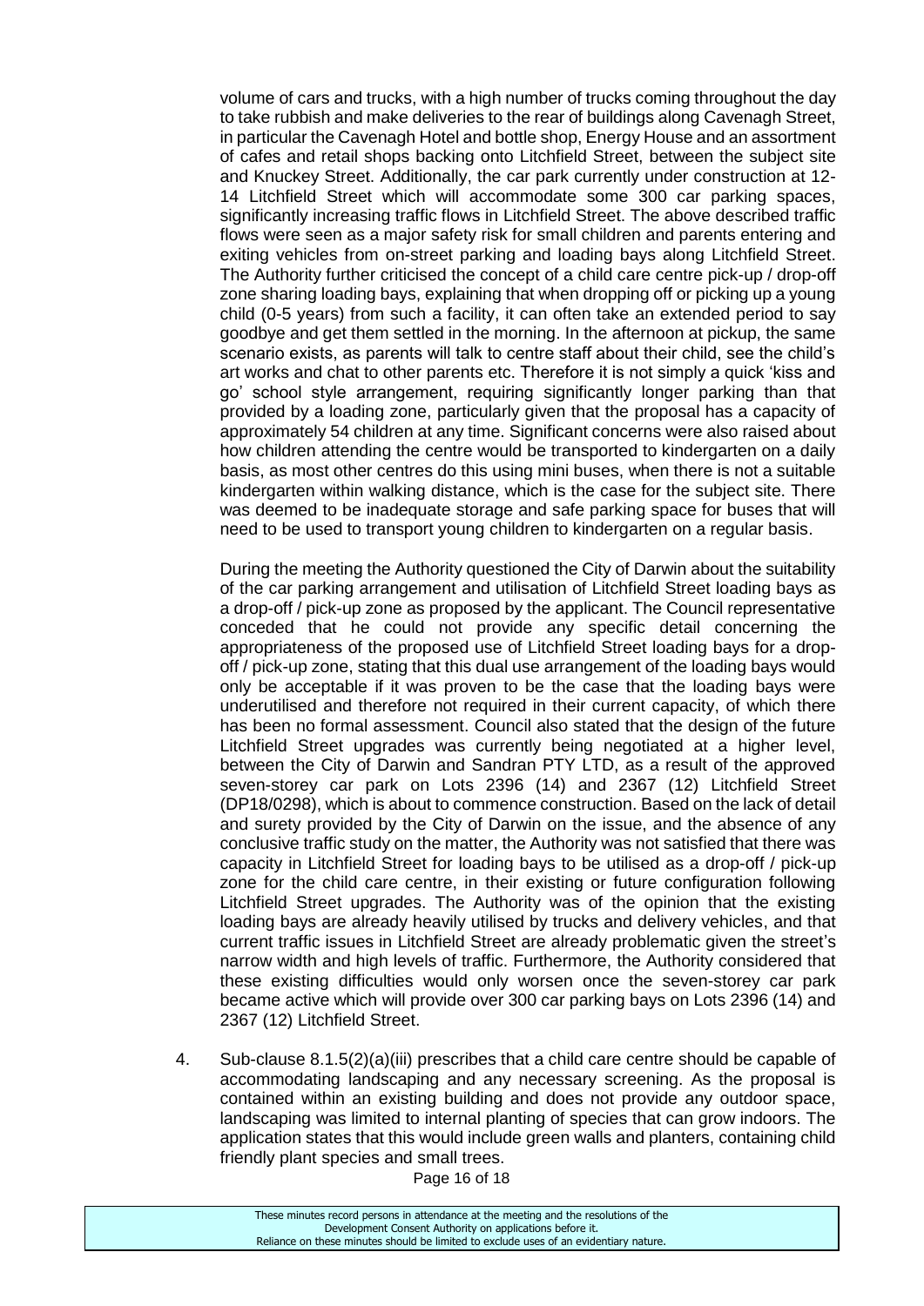volume of cars and trucks, with a high number of trucks coming throughout the day to take rubbish and make deliveries to the rear of buildings along Cavenagh Street, in particular the Cavenagh Hotel and bottle shop, Energy House and an assortment of cafes and retail shops backing onto Litchfield Street, between the subject site and Knuckey Street. Additionally, the car park currently under construction at 12-14 Litchfield Street which will accommodate some 300 car parking spaces, significantly increasing traffic flows in Litchfield Street. The above described traffic flows were seen as a major safety risk for small children and parents entering and exiting vehicles from on-street parking and loading bays along Litchfield Street. The Authority further criticised the concept of a child care centre pick-up / drop-off zone sharing loading bays, explaining that when dropping off or picking up a young child (0-5 years) from such a facility, it can often take an extended period to say goodbye and get them settled in the morning. In the afternoon at pickup, the same scenario exists, as parents will talk to centre staff about their child, see the child's art works and chat to other parents etc. Therefore it is not simply a quick 'kiss and go' school style arrangement, requiring significantly longer parking than that provided by a loading zone, particularly given that the proposal has a capacity of approximately 54 children at any time. Significant concerns were also raised about how children attending the centre would be transported to kindergarten on a daily basis, as most other centres do this using mini buses, when there is not a suitable kindergarten within walking distance, which is the case for the subject site. There was deemed to be inadequate storage and safe parking space for buses that will need to be used to transport young children to kindergarten on a regular basis.

During the meeting the Authority questioned the City of Darwin about the suitability of the car parking arrangement and utilisation of Litchfield Street loading bays as a drop-off / pick-up zone as proposed by the applicant. The Council representative conceded that he could not provide any specific detail concerning the appropriateness of the proposed use of Litchfield Street loading bays for a drop-off / pick-up zone, stating that this dual use arrangement of the loading bays would only be acceptable if it was proven to be the case that the loading bays were underutilised and therefore not required in their current capacity, of which there has been no formal assessment. Council also stated that the design of the future Litchfield Street upgrades was currently being negotiated at a higher level, between the City of Darwin and Sandran PTY LTD, as a result of the approved seven-storey car park on Lots 2396 (14) and 2367 (12) Litchfield Street (DP18/0298), which is about to commence construction. Based on the lack of detail and surety provided by the City of Darwin on the issue, and the absence of any conclusive traffic study on the matter, the Authority was not satisfied that there was capacity in Litchfield Street for loading bays to be utilised as a drop-off / pick-up zone for the child care centre, in their existing or future configuration following Litchfield Street upgrades. The Authority was of the opinion that the existing loading bays are already heavily utilised by trucks and delivery vehicles, and that current traffic issues in Litchfield Street are already problematic given the street's narrow width and high levels of traffic. Furthermore, the Authority considered that these existing difficulties would only worsen once the seven-storey car park became active which will provide over 300 car parking bays on Lots 2396 (14) and 2367 (12) Litchfield Street.

4. Sub-clause 8.1.5(2)(a)(iii) prescribes that a child care centre should be capable of accommodating landscaping and any necessary screening. As the proposal is contained within an existing building and does not provide any outdoor space, landscaping was limited to internal planting of species that can grow indoors. The application states that this would include green walls and planters, containing child friendly plant species and small trees.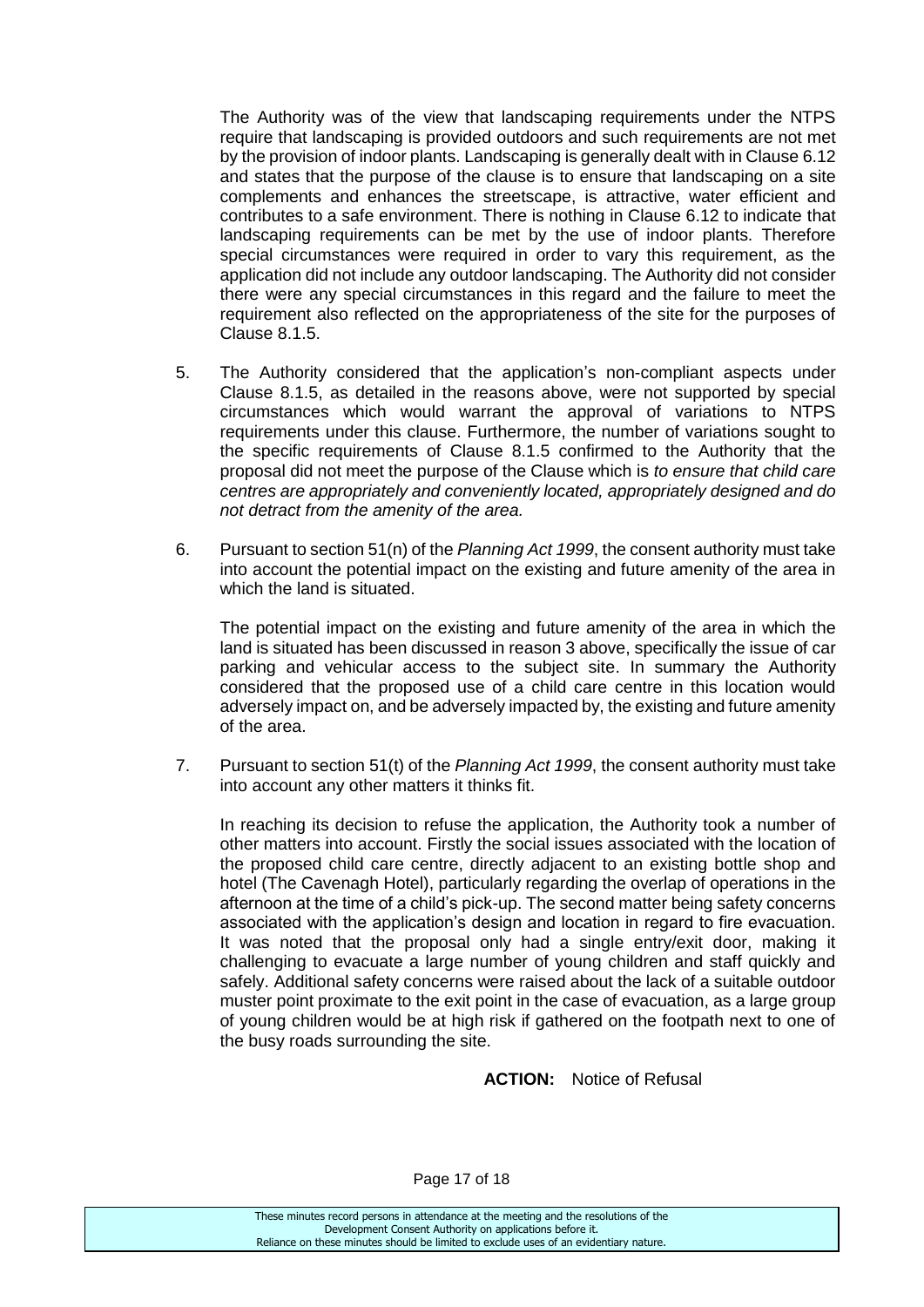The Authority was of the view that landscaping requirements under the NTPS require that landscaping is provided outdoors and such requirements are not met by the provision of indoor plants. Landscaping is generally dealt with in Clause 6.12 and states that the purpose of the clause is to ensure that landscaping on a site complements and enhances the streetscape, is attractive, water efficient and contributes to a safe environment. There is nothing in Clause 6.12 to indicate that landscaping requirements can be met by the use of indoor plants. Therefore special circumstances were required in order to vary this requirement, as the application did not include any outdoor landscaping. The Authority did not consider there were any special circumstances in this regard and the failure to meet the requirement also reflected on the appropriateness of the site for the purposes of Clause 8.1.5.

5. The Authority considered that the application's non-compliant aspects under Clause 8.1.5, as detailed in the reasons above, were not supported by special circumstances which would warrant the approval of variations to NTPS requirements under this clause. Furthermore, the number of variations sought to the specific requirements of Clause 8.1.5 confirmed to the Authority that the proposal did not meet the purpose of the Clause which is *to ensure that child care centres are appropriately and conveniently located, appropriately designed and do not detract from the amenity of the area.*

6. Pursuant to section 51(n) of the *Planning Act 1999*, the consent authority must take into account the potential impact on the existing and future amenity of the area in which the land is situated.

   The potential impact on the existing and future amenity of the area in which the land is situated has been discussed in reason 3 above, specifically the issue of car parking and vehicular access to the subject site. In summary the Authority considered that the proposed use of a child care centre in this location would adversely impact on, and be adversely impacted by, the existing and future amenity of the area.

7. Pursuant to section 51(t) of the *Planning Act 1999*, the consent authority must take into account any other matters it thinks fit.

   In reaching its decision to refuse the application, the Authority took a number of other matters into account. Firstly the social issues associated with the location of the proposed child care centre, directly adjacent to an existing bottle shop and hotel (The Cavenagh Hotel), particularly regarding the overlap of operations in the afternoon at the time of a child's pick-up. The second matter being safety concerns associated with the application's design and location in regard to fire evacuation. It was noted that the proposal only had a single entry/exit door, making it challenging to evacuate a large number of young children and staff quickly and safely. Additional safety concerns were raised about the lack of a suitable outdoor muster point proximate to the exit point in the case of evacuation, as a large group of young children would be at high risk if gathered on the footpath next to one of the busy roads surrounding the site.

**ACTION:** Notice of Refusal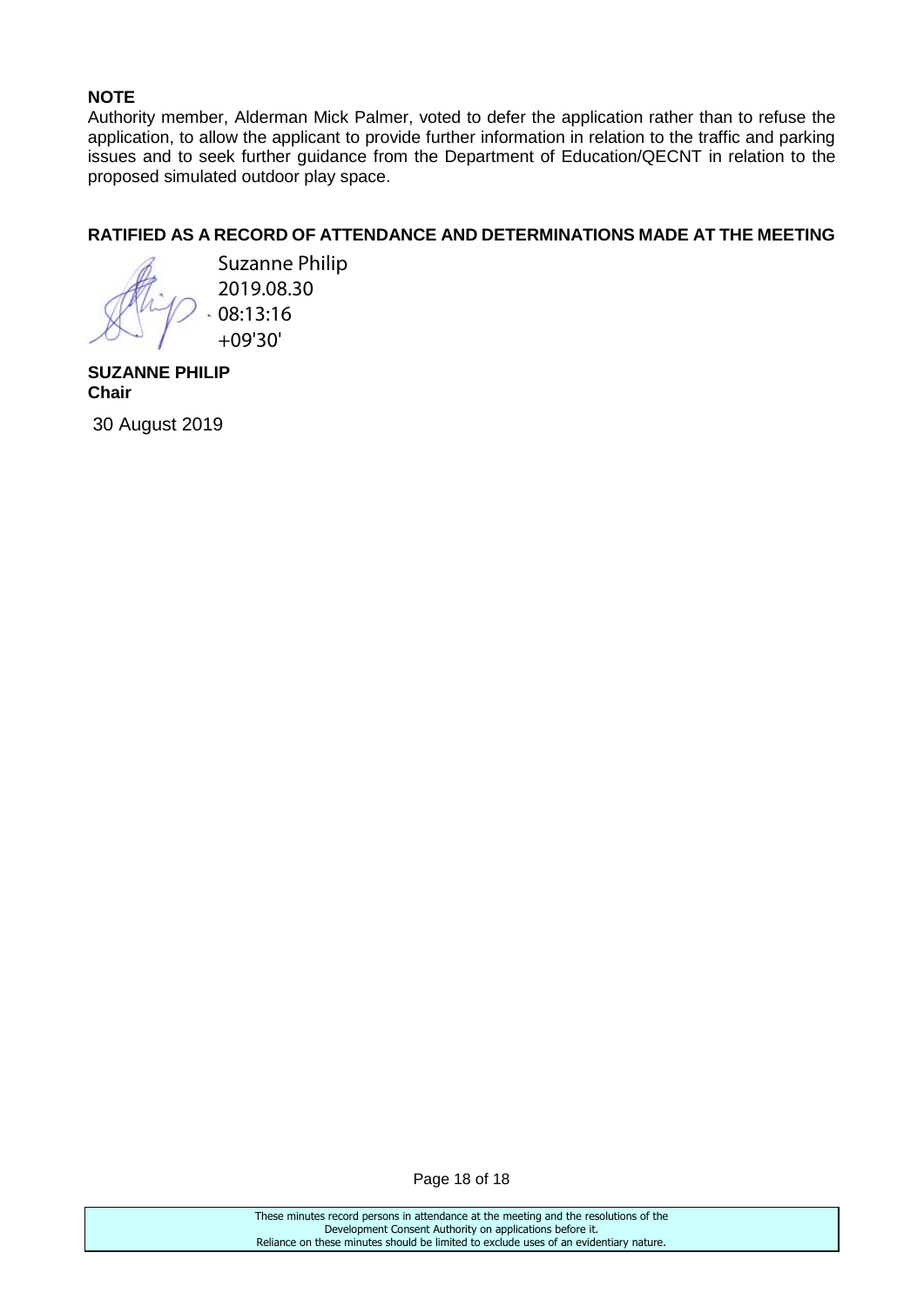**NOTE**

Authority member, Alderman Mick Palmer, voted to defer the application rather than to refuse the application, to allow the applicant to provide further information in relation to the traffic and parking issues and to seek further guidance from the Department of Education/QECNT in relation to the proposed simulated outdoor play space.

**RATIFIED AS A RECORD OF ATTENDANCE AND DETERMINATIONS MADE AT THE MEETING**

Suzanne Philip
2019.08.30
08:13:16
+09'30'

**SUZANNE PHILIP**
**Chair**

30 August 2019

These minutes record persons in attendance at the meeting and the resolutions of the Development Consent Authority on applications before it.
Reliance on these minutes should be limited to exclude uses of an evidentiary nature.